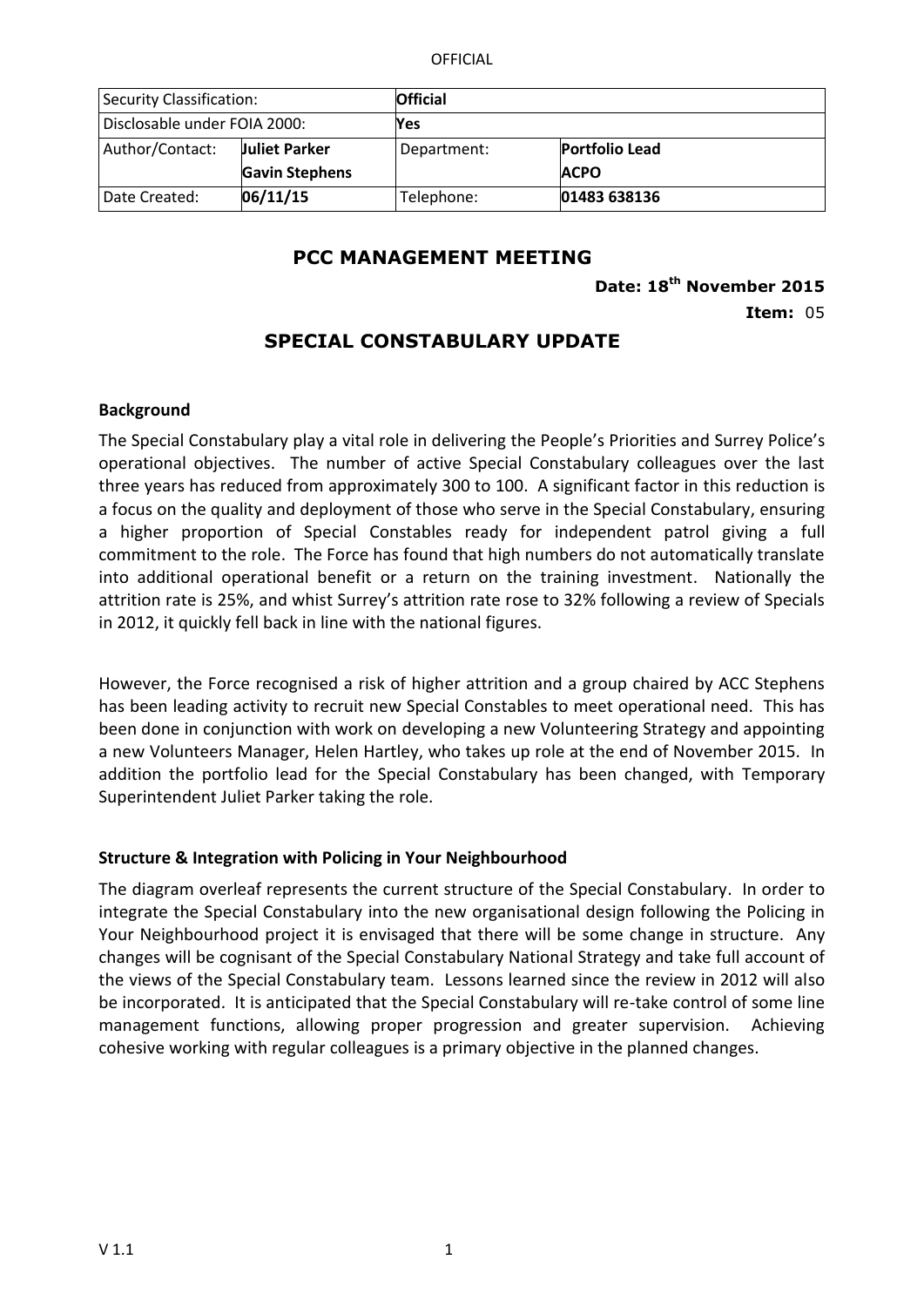| Security Classification: | | **Official** | |
|---|---|---|---|
| Disclosable under FOIA 2000: | | **Yes** | |
| Author/Contact: | **Juliet Parker** **Gavin Stephens** | Department: | **Portfolio Lead** **ACPO** |
| Date Created: | **06/11/15** | Telephone: | **01483 638136** |

# PCC MANAGEMENT MEETING

**Date: 18th November 2015**

**Item:** 05

## SPECIAL CONSTABULARY UPDATE

### Background

The Special Constabulary play a vital role in delivering the People's Priorities and Surrey Police's operational objectives. The number of active Special Constabulary colleagues over the last three years has reduced from approximately 300 to 100. A significant factor in this reduction is a focus on the quality and deployment of those who serve in the Special Constabulary, ensuring a higher proportion of Special Constables ready for independent patrol giving a full commitment to the role. The Force has found that high numbers do not automatically translate into additional operational benefit or a return on the training investment. Nationally the attrition rate is 25%, and whist Surrey's attrition rate rose to 32% following a review of Specials in 2012, it quickly fell back in line with the national figures.

However, the Force recognised a risk of higher attrition and a group chaired by ACC Stephens has been leading activity to recruit new Special Constables to meet operational need. This has been done in conjunction with work on developing a new Volunteering Strategy and appointing a new Volunteers Manager, Helen Hartley, who takes up role at the end of November 2015. In addition the portfolio lead for the Special Constabulary has been changed, with Temporary Superintendent Juliet Parker taking the role.

### Structure & Integration with Policing in Your Neighbourhood

The diagram overleaf represents the current structure of the Special Constabulary. In order to integrate the Special Constabulary into the new organisational design following the Policing in Your Neighbourhood project it is envisaged that there will be some change in structure. Any changes will be cognisant of the Special Constabulary National Strategy and take full account of the views of the Special Constabulary team. Lessons learned since the review in 2012 will also be incorporated. It is anticipated that the Special Constabulary will re-take control of some line management functions, allowing proper progression and greater supervision. Achieving cohesive working with regular colleagues is a primary objective in the planned changes.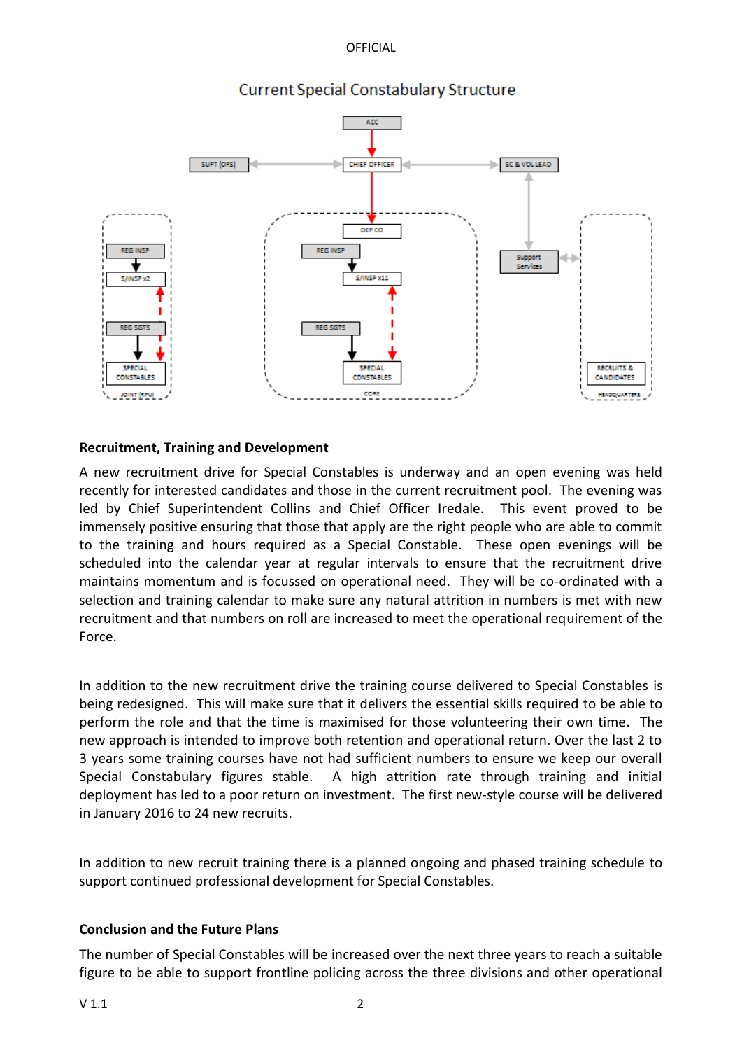## Current Special Constabulary Structure

- ACC
  - CHIEF OFFICER
    - SUPT (OPS)
    - SC & VOL LEAD
      - Support Services
    - DEP CO

JOINT (RPU):
- REG INSP → S/INSP x2
- REG SGTS → SPECIAL CONSTABLES

CORE:
- DEP CO
- REG INSP → S/INSP x11
- REG SGTS → SPECIAL CONSTABLES

HEADQUARTERS:
- RECRUITS & CANDIDATES

**Recruitment, Training and Development**

A new recruitment drive for Special Constables is underway and an open evening was held recently for interested candidates and those in the current recruitment pool. The evening was led by Chief Superintendent Collins and Chief Officer Iredale. This event proved to be immensely positive ensuring that those that apply are the right people who are able to commit to the training and hours required as a Special Constable. These open evenings will be scheduled into the calendar year at regular intervals to ensure that the recruitment drive maintains momentum and is focussed on operational need. They will be co-ordinated with a selection and training calendar to make sure any natural attrition in numbers is met with new recruitment and that numbers on roll are increased to meet the operational requirement of the Force.

In addition to the new recruitment drive the training course delivered to Special Constables is being redesigned. This will make sure that it delivers the essential skills required to be able to perform the role and that the time is maximised for those volunteering their own time. The new approach is intended to improve both retention and operational return. Over the last 2 to 3 years some training courses have not had sufficient numbers to ensure we keep our overall Special Constabulary figures stable. A high attrition rate through training and initial deployment has led to a poor return on investment. The first new-style course will be delivered in January 2016 to 24 new recruits.

In addition to new recruit training there is a planned ongoing and phased training schedule to support continued professional development for Special Constables.

**Conclusion and the Future Plans**

The number of Special Constables will be increased over the next three years to reach a suitable figure to be able to support frontline policing across the three divisions and other operational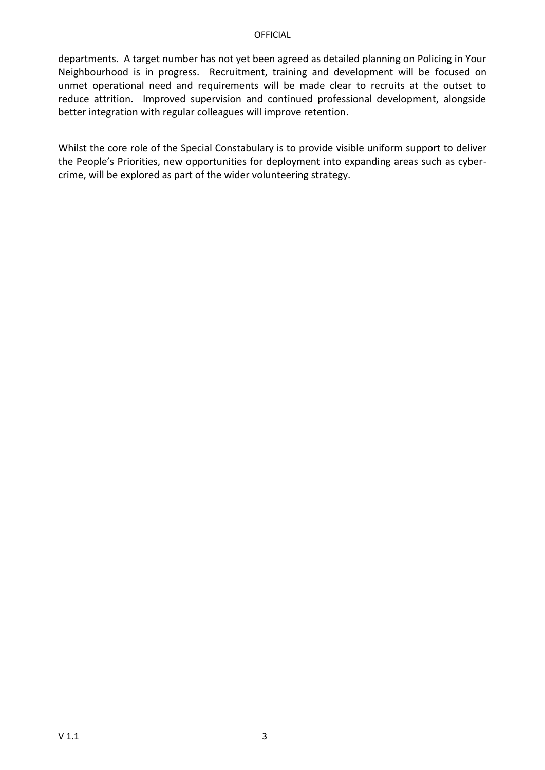departments. A target number has not yet been agreed as detailed planning on Policing in Your Neighbourhood is in progress. Recruitment, training and development will be focused on unmet operational need and requirements will be made clear to recruits at the outset to reduce attrition. Improved supervision and continued professional development, alongside better integration with regular colleagues will improve retention.

Whilst the core role of the Special Constabulary is to provide visible uniform support to deliver the People's Priorities, new opportunities for deployment into expanding areas such as cyber-crime, will be explored as part of the wider volunteering strategy.